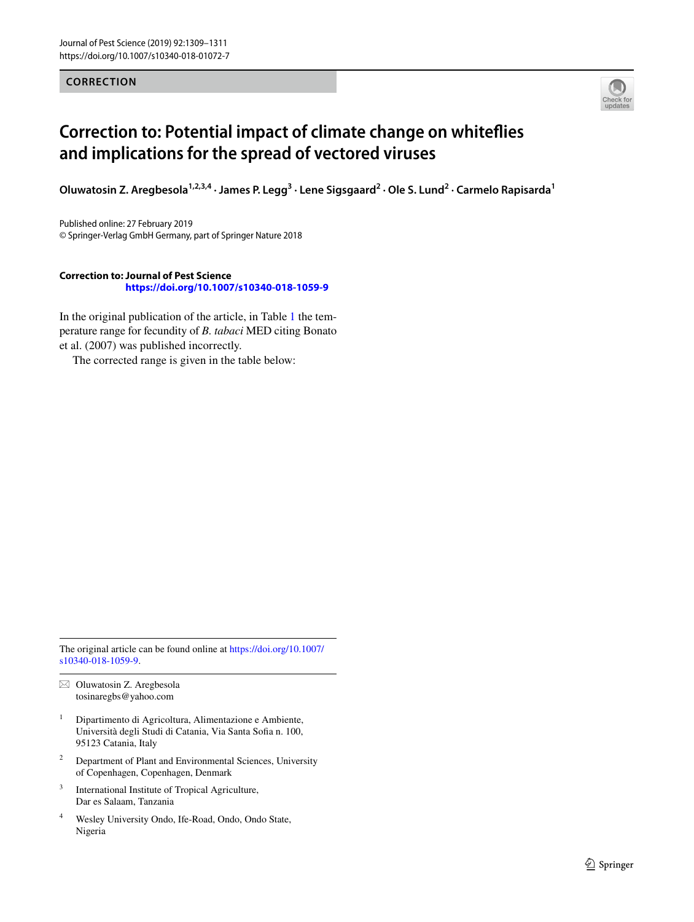CORRECTION

# Correction to: Potential impact of climate change on whiteflies and implications for the spread of vectored viruses

**Oluwatosin Z. Aregbesola**[1,2,3,4] **· James P. Legg**[3] **· Lene Sigsgaard**[2] **· Ole S. Lund**[2] **· Carmelo Rapisarda**[1]

Published online: 27 February 2019
© Springer-Verlag GmbH Germany, part of Springer Nature 2018

**Correction to: Journal of Pest Science**
**https://doi.org/10.1007/s10340-018-1059-9**

In the original publication of the article, in Table 1 the temperature range for fecundity of *B. tabaci* MED citing Bonato et al. (2007) was published incorrectly.

The corrected range is given in the table below:

---

The original article can be found online at https://doi.org/10.1007/s10340-018-1059-9.

✉ Oluwatosin Z. Aregbesola
tosinaregbs@yahoo.com

[1] Dipartimento di Agricoltura, Alimentazione e Ambiente, Università degli Studi di Catania, Via Santa Sofia n. 100, 95123 Catania, Italy

[2] Department of Plant and Environmental Sciences, University of Copenhagen, Copenhagen, Denmark

[3] International Institute of Tropical Agriculture, Dar es Salaam, Tanzania

[4] Wesley University Ondo, Ife-Road, Ondo, Ondo State, Nigeria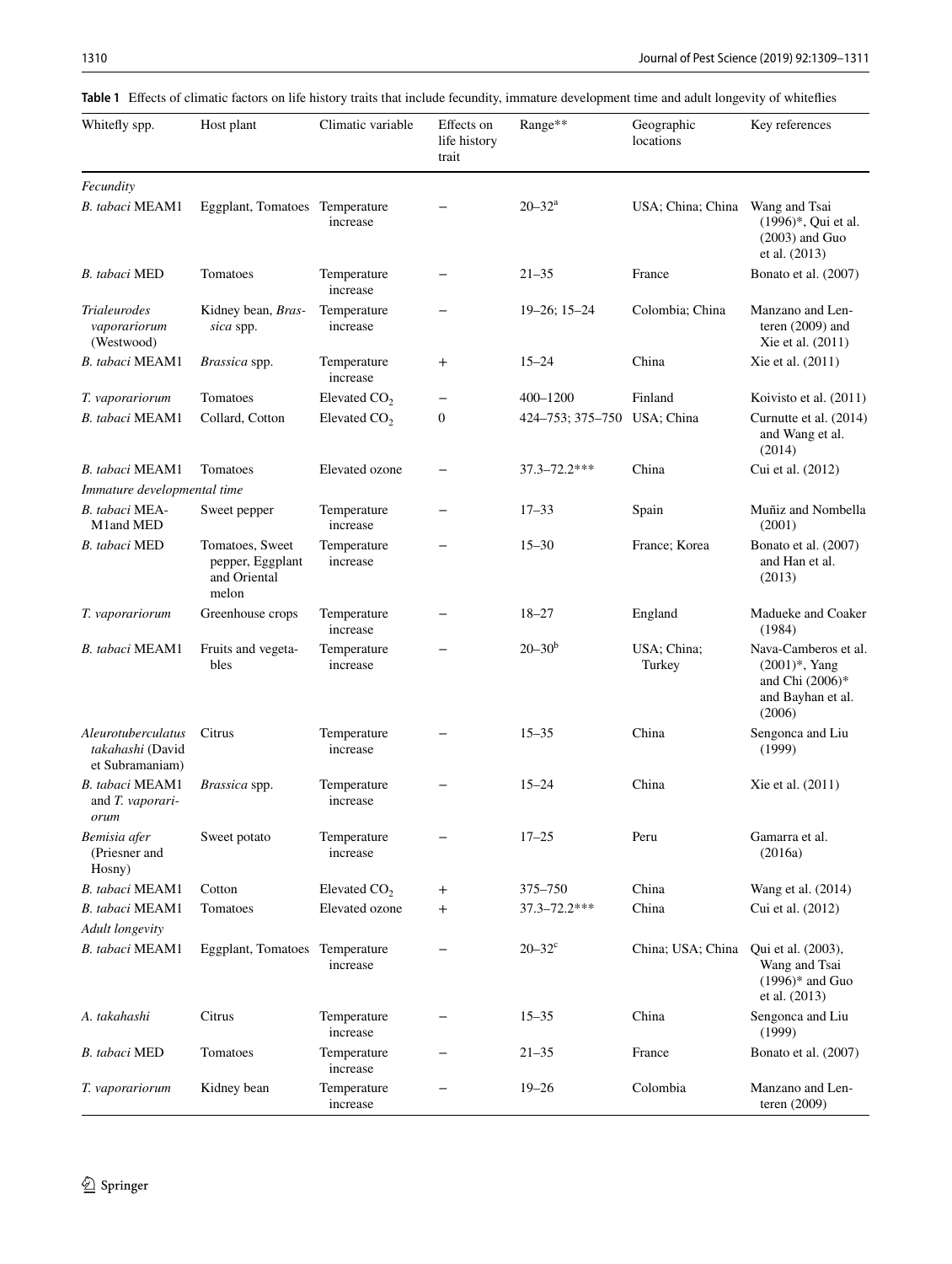**Table 1** Effects of climatic factors on life history traits that include fecundity, immature development time and adult longevity of whiteflies

| Whitefly spp. | Host plant | Climatic variable | Effects on life history trait | Range** | Geographic locations | Key references |
|---|---|---|---|---|---|---|
| *Fecundity* | | | | | | |
| *B. tabaci* MEAM1 | Eggplant, Tomatoes | Temperature increase | − | 20–32[a] | USA; China; China | Wang and Tsai (1996)*, Qui et al. (2003) and Guo et al. (2013) |
| *B. tabaci* MED | Tomatoes | Temperature increase | − | 21–35 | France | Bonato et al. (2007) |
| *Trialeurodes vaporariorum* (Westwood) | Kidney bean, *Brassica* spp. | Temperature increase | − | 19–26; 15–24 | Colombia; China | Manzano and Lenteren (2009) and Xie et al. (2011) |
| *B. tabaci* MEAM1 | *Brassica* spp. | Temperature increase | + | 15–24 | China | Xie et al. (2011) |
| *T. vaporariorum* | Tomatoes | Elevated $CO_2$ | − | 400–1200 | Finland | Koivisto et al. (2011) |
| *B. tabaci* MEAM1 | Collard, Cotton | Elevated $CO_2$ | 0 | 424–753; 375–750 | USA; China | Curnutte et al. (2014) and Wang et al. (2014) |
| *B. tabaci* MEAM1 | Tomatoes | Elevated ozone | − | 37.3–72.2*** | China | Cui et al. (2012) |
| *Immature developmental time* | | | | | | |
| *B. tabaci* MEAM1and MED | Sweet pepper | Temperature increase | − | 17–33 | Spain | Muñiz and Nombella (2001) |
| *B. tabaci* MED | Tomatoes, Sweet pepper, Eggplant and Oriental melon | Temperature increase | − | 15–30 | France; Korea | Bonato et al. (2007) and Han et al. (2013) |
| *T. vaporariorum* | Greenhouse crops | Temperature increase | − | 18–27 | England | Madueke and Coaker (1984) |
| *B. tabaci* MEAM1 | Fruits and vegetables | Temperature increase | − | 20–30[b] | USA; China; Turkey | Nava-Camberos et al. (2001)*, Yang and Chi (2006)* and Bayhan et al. (2006) |
| *Aleurotuberculatus takahashi* (David et Subramaniam) | Citrus | Temperature increase | − | 15–35 | China | Sengonca and Liu (1999) |
| *B. tabaci* MEAM1 and *T. vaporariorum* | *Brassica* spp. | Temperature increase | − | 15–24 | China | Xie et al. (2011) |
| *Bemisia afer* (Priesner and Hosny) | Sweet potato | Temperature increase | − | 17–25 | Peru | Gamarra et al. (2016a) |
| *B. tabaci* MEAM1 | Cotton | Elevated $CO_2$ | + | 375–750 | China | Wang et al. (2014) |
| *B. tabaci* MEAM1 | Tomatoes | Elevated ozone | + | 37.3–72.2*** | China | Cui et al. (2012) |
| Adult longevity | | | | | | |
| *B. tabaci* MEAM1 | Eggplant, Tomatoes | Temperature increase | − | 20–32[c] | China; USA; China | Qui et al. (2003), Wang and Tsai (1996)* and Guo et al. (2013) |
| *A. takahashi* | Citrus | Temperature increase | − | 15–35 | China | Sengonca and Liu (1999) |
| *B. tabaci* MED | Tomatoes | Temperature increase | − | 21–35 | France | Bonato et al. (2007) |
| *T. vaporariorum* | Kidney bean | Temperature increase | − | 19–26 | Colombia | Manzano and Lenteren (2009) |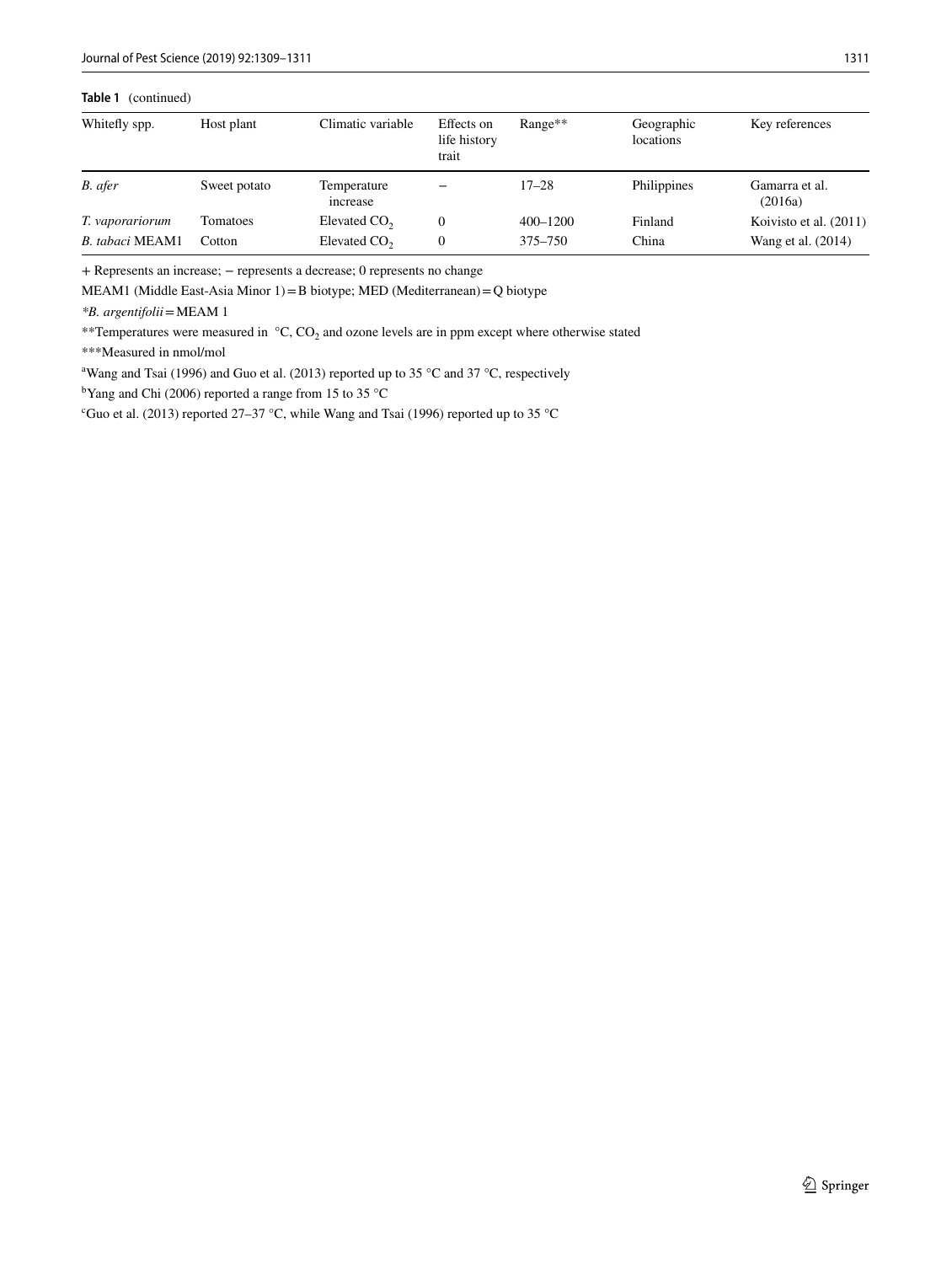**Table 1** (continued)

| Whitefly spp. | Host plant | Climatic variable | Effects on life history trait | Range** | Geographic locations | Key references |
|---|---|---|---|---|---|---|
| *B. afer* | Sweet potato | Temperature increase | − | 17–28 | Philippines | Gamarra et al. (2016a) |
| *T. vaporariorum* | Tomatoes | Elevated $CO_2$ | 0 | 400–1200 | Finland | Koivisto et al. (2011) |
| *B. tabaci* MEAM1 | Cotton | Elevated $CO_2$ | 0 | 375–750 | China | Wang et al. (2014) |

+ Represents an increase; − represents a decrease; 0 represents no change

MEAM1 (Middle East-Asia Minor 1) = B biotype; MED (Mediterranean) = Q biotype

**B. argentifolii* = MEAM 1

**Temperatures were measured in °C, $CO_2$ and ozone levels are in ppm except where otherwise stated

***Measured in nmol/mol

[a]Wang and Tsai (1996) and Guo et al. (2013) reported up to 35 °C and 37 °C, respectively

[b]Yang and Chi (2006) reported a range from 15 to 35 °C

[c]Guo et al. (2013) reported 27–37 °C, while Wang and Tsai (1996) reported up to 35 °C